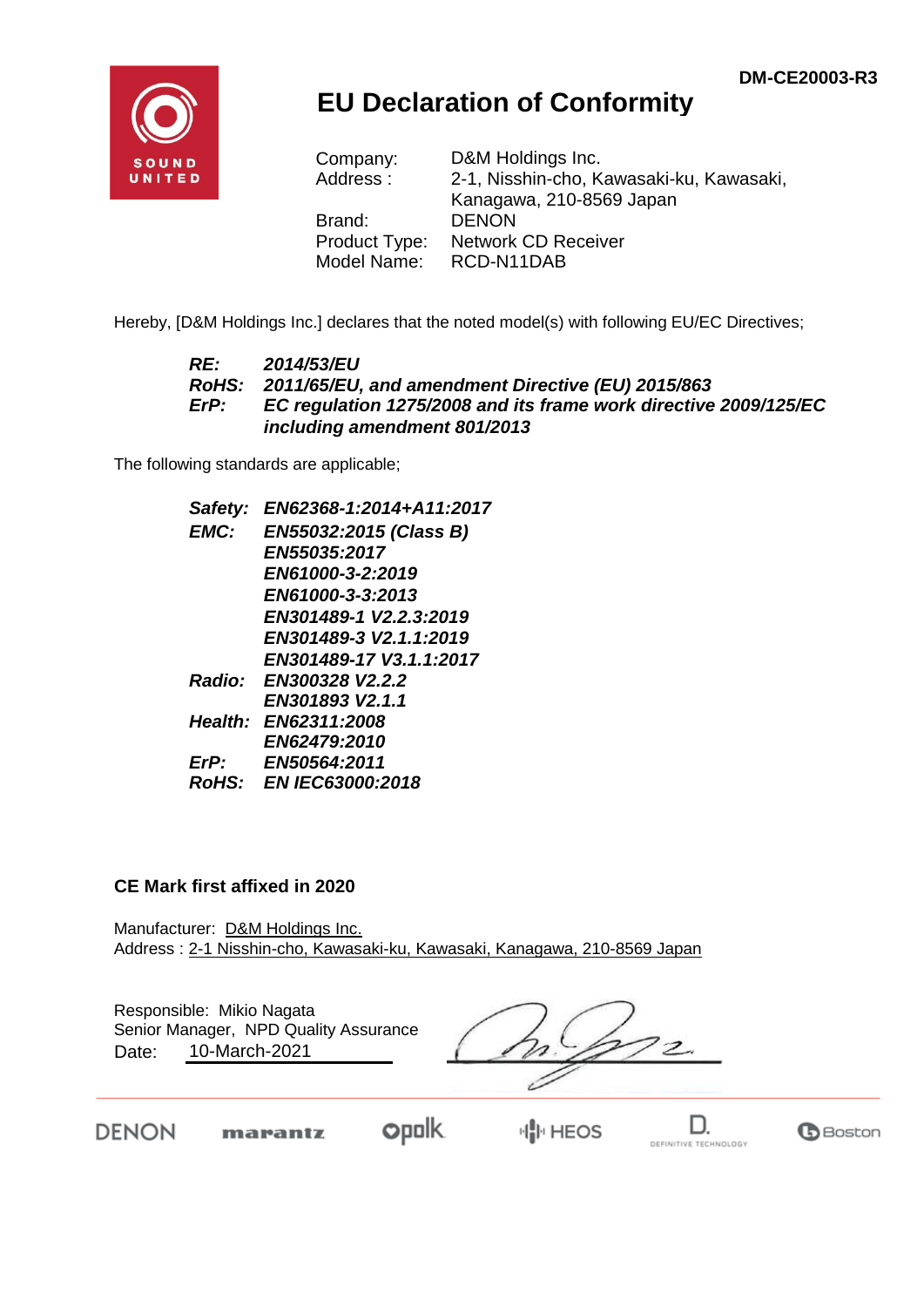DM-CE20003-R3

# EU Declaration of Conformity

| | |
|---|---|
| Company: | D&M Holdings Inc. |
| Address : | 2-1, Nisshin-cho, Kawasaki-ku, Kawasaki, Kanagawa, 210-8569 Japan |
| Brand: | DENON |
| Product Type: | Network CD Receiver |
| Model Name: | RCD-N11DAB |

Hereby, [D&M Holdings Inc.] declares that the noted model(s) with following EU/EC Directives;

| | |
|---|---|
| ***RE:*** | ***2014/53/EU*** |
| ***RoHS:*** | ***2011/65/EU, and amendment Directive (EU) 2015/863*** |
| ***ErP:*** | ***EC regulation 1275/2008 and its frame work directive 2009/125/EC including amendment 801/2013*** |

The following standards are applicable;

| | |
|---|---|
| ***Safety:*** | ***EN62368-1:2014+A11:2017*** |
| ***EMC:*** | ***EN55032:2015 (Class B)*** |
| | ***EN55035:2017*** |
| | ***EN61000-3-2:2019*** |
| | ***EN61000-3-3:2013*** |
| | ***EN301489-1 V2.2.3:2019*** |
| | ***EN301489-3 V2.1.1:2019*** |
| | ***EN301489-17 V3.1.1:2017*** |
| ***Radio:*** | ***EN300328 V2.2.2*** |
| | ***EN301893 V2.1.1*** |
| ***Health:*** | ***EN62311:2008*** |
| | ***EN62479:2010*** |
| ***ErP:*** | ***EN50564:2011*** |
| ***RoHS:*** | ***EN IEC63000:2018*** |

**CE Mark first affixed in 2020**

Manufacturer: D&M Holdings Inc.
Address : 2-1 Nisshin-cho, Kawasaki-ku, Kawasaki, Kanagawa, 210-8569 Japan

Responsible: Mikio Nagata
Senior Manager, NPD Quality Assurance
Date: 10-March-2021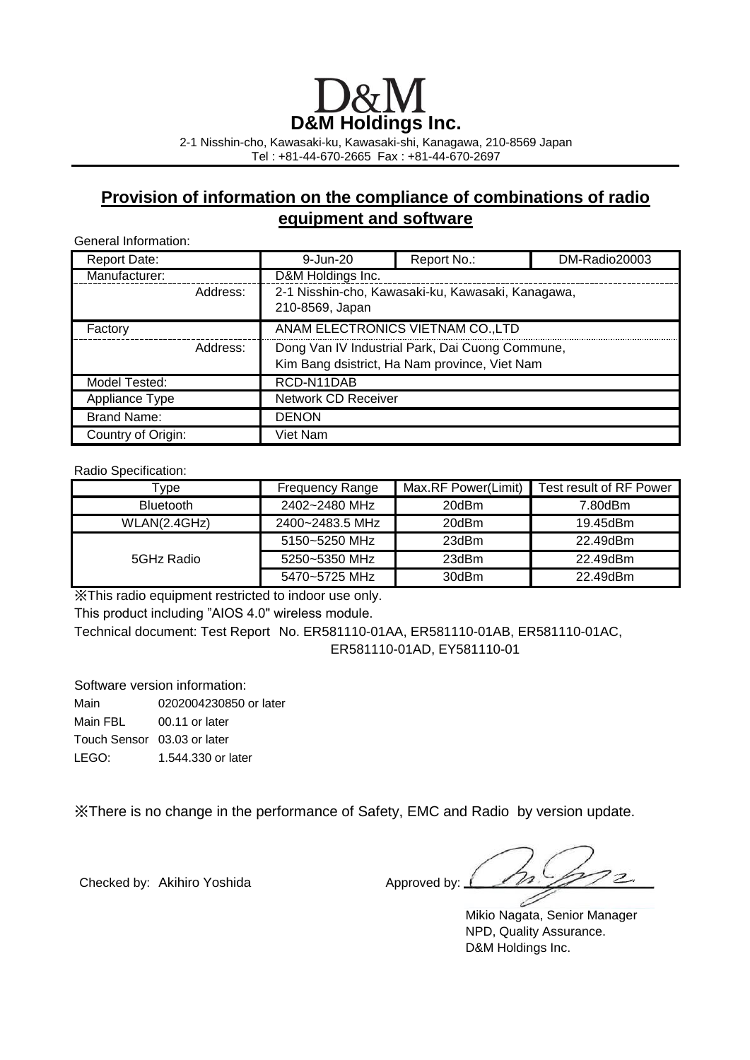# D&M Holdings Inc.

2-1 Nisshin-cho, Kawasaki-ku, Kawasaki-shi, Kanagawa, 210-8569 Japan
Tel : +81-44-670-2665 Fax : +81-44-670-2697

## Provision of information on the compliance of combinations of radio equipment and software

General Information:

| | | | |
|---|---|---|---|
| Report Date: | 9-Jun-20 | Report No.: | DM-Radio20003 |
| Manufacturer: | D&M Holdings Inc. | | |
| Address: | 2-1 Nisshin-cho, Kawasaki-ku, Kawasaki, Kanagawa, 210-8569, Japan | | |
| Factory | ANAM ELECTRONICS VIETNAM CO.,LTD | | |
| Address: | Dong Van IV Industrial Park, Dai Cuong Commune, Kim Bang dsistrict, Ha Nam province, Viet Nam | | |
| Model Tested: | RCD-N11DAB | | |
| Appliance Type | Network CD Receiver | | |
| Brand Name: | DENON | | |
| Country of Origin: | Viet Nam | | |

Radio Specification:

| Type | Frequency Range | Max.RF Power(Limit) | Test result of RF Power |
|---|---|---|---|
| Bluetooth | 2402~2480 MHz | 20dBm | 7.80dBm |
| WLAN(2.4GHz) | 2400~2483.5 MHz | 20dBm | 19.45dBm |
| 5GHz Radio | 5150~5250 MHz | 23dBm | 22.49dBm |
| | 5250~5350 MHz | 23dBm | 22.49dBm |
| | 5470~5725 MHz | 30dBm | 22.49dBm |

※This radio equipment restricted to indoor use only.

This product including "AIOS 4.0" wireless module.

Technical document: Test Report No. ER581110-01AA, ER581110-01AB, ER581110-01AC, ER581110-01AD, EY581110-01

Software version information:

| | |
|---|---|
| Main | 0202004230850 or later |
| Main FBL | 00.11 or later |
| Touch Sensor | 03.03 or later |
| LEGO: | 1.544.330 or later |

※There is no change in the performance of Safety, EMC and Radio by version update.

Checked by: Akihiro Yoshida

Approved by:

Mikio Nagata, Senior Manager
NPD, Quality Assurance.
D&M Holdings Inc.